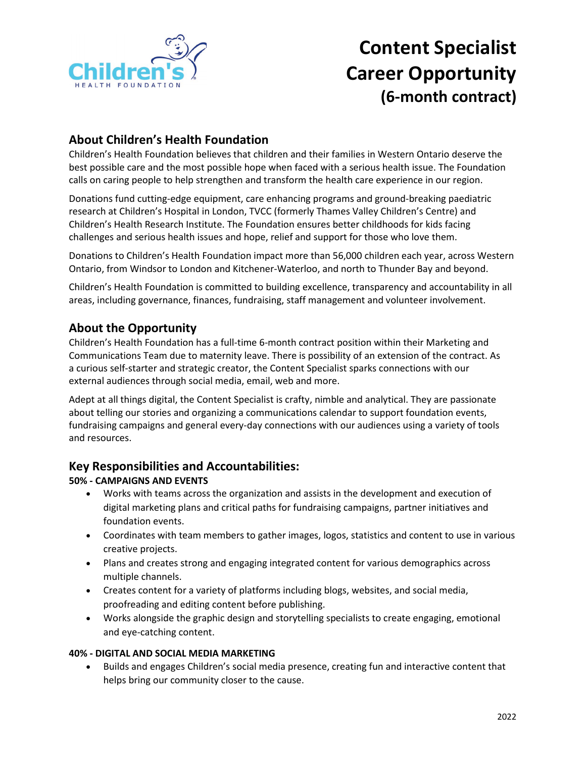# Content Specialist Career Opportunity (6-month contract)

## About Children's Health Foundation

Children's Health Foundation believes that children and their families in Western Ontario deserve the best possible care and the most possible hope when faced with a serious health issue. The Foundation calls on caring people to help strengthen and transform the health care experience in our region.

Donations fund cutting-edge equipment, care enhancing programs and ground-breaking paediatric research at Children's Hospital in London, TVCC (formerly Thames Valley Children's Centre) and Children's Health Research Institute. The Foundation ensures better childhoods for kids facing challenges and serious health issues and hope, relief and support for those who love them.

Donations to Children's Health Foundation impact more than 56,000 children each year, across Western Ontario, from Windsor to London and Kitchener-Waterloo, and north to Thunder Bay and beyond.

Children's Health Foundation is committed to building excellence, transparency and accountability in all areas, including governance, finances, fundraising, staff management and volunteer involvement.

## About the Opportunity

Children's Health Foundation has a full-time 6-month contract position within their Marketing and Communications Team due to maternity leave. There is possibility of an extension of the contract. As a curious self-starter and strategic creator, the Content Specialist sparks connections with our external audiences through social media, email, web and more.

Adept at all things digital, the Content Specialist is crafty, nimble and analytical. They are passionate about telling our stories and organizing a communications calendar to support foundation events, fundraising campaigns and general every-day connections with our audiences using a variety of tools and resources.

## Key Responsibilities and Accountabilities:

**50% - CAMPAIGNS AND EVENTS**

- Works with teams across the organization and assists in the development and execution of digital marketing plans and critical paths for fundraising campaigns, partner initiatives and foundation events.
- Coordinates with team members to gather images, logos, statistics and content to use in various creative projects.
- Plans and creates strong and engaging integrated content for various demographics across multiple channels.
- Creates content for a variety of platforms including blogs, websites, and social media, proofreading and editing content before publishing.
- Works alongside the graphic design and storytelling specialists to create engaging, emotional and eye-catching content.

**40% - DIGITAL AND SOCIAL MEDIA MARKETING**

- Builds and engages Children's social media presence, creating fun and interactive content that helps bring our community closer to the cause.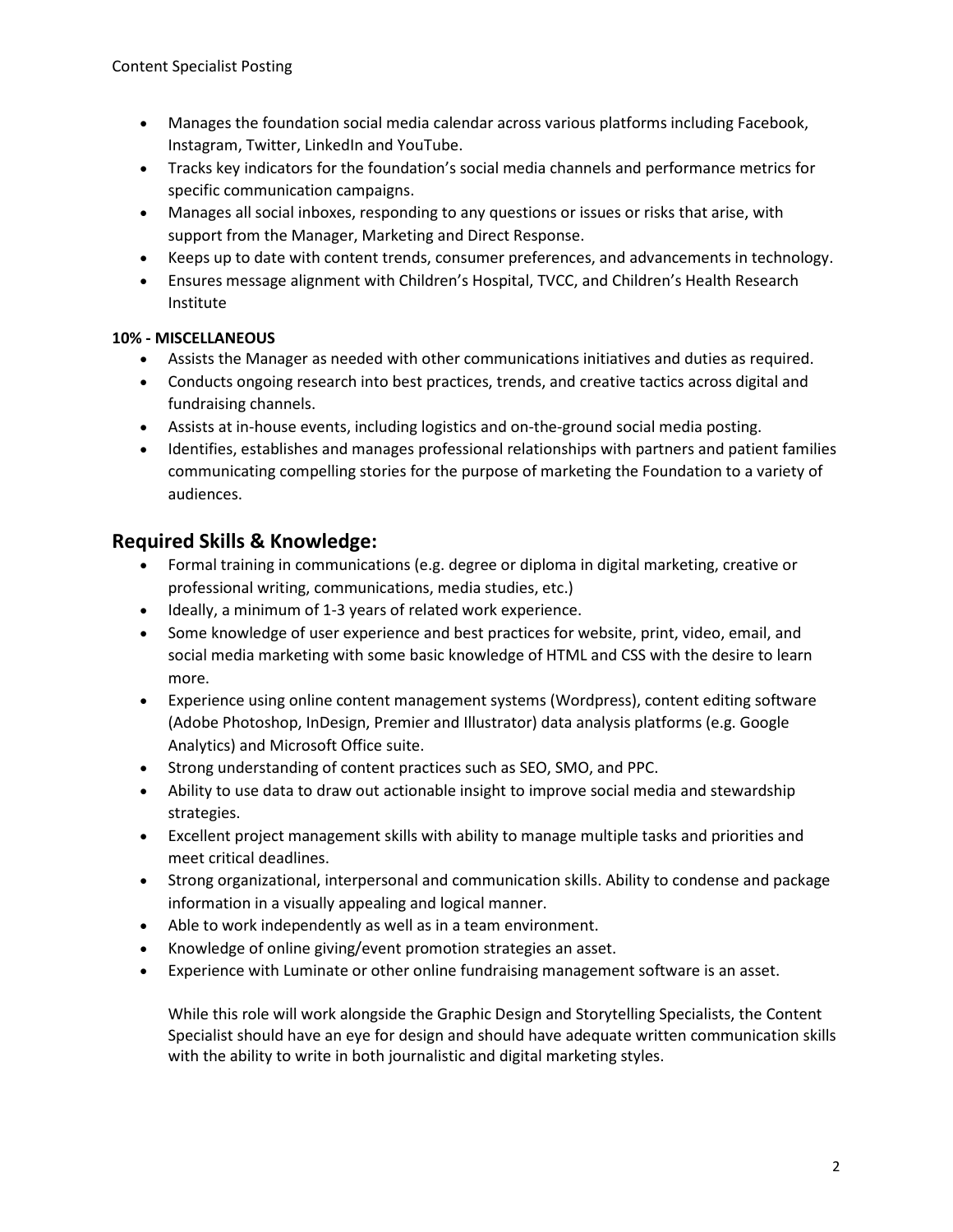- Manages the foundation social media calendar across various platforms including Facebook, Instagram, Twitter, LinkedIn and YouTube.
- Tracks key indicators for the foundation's social media channels and performance metrics for specific communication campaigns.
- Manages all social inboxes, responding to any questions or issues or risks that arise, with support from the Manager, Marketing and Direct Response.
- Keeps up to date with content trends, consumer preferences, and advancements in technology.
- Ensures message alignment with Children's Hospital, TVCC, and Children's Health Research Institute

**10% - MISCELLANEOUS**

- Assists the Manager as needed with other communications initiatives and duties as required.
- Conducts ongoing research into best practices, trends, and creative tactics across digital and fundraising channels.
- Assists at in-house events, including logistics and on-the-ground social media posting.
- Identifies, establishes and manages professional relationships with partners and patient families communicating compelling stories for the purpose of marketing the Foundation to a variety of audiences.

## Required Skills & Knowledge:

- Formal training in communications (e.g. degree or diploma in digital marketing, creative or professional writing, communications, media studies, etc.)
- Ideally, a minimum of 1-3 years of related work experience.
- Some knowledge of user experience and best practices for website, print, video, email, and social media marketing with some basic knowledge of HTML and CSS with the desire to learn more.
- Experience using online content management systems (Wordpress), content editing software (Adobe Photoshop, InDesign, Premier and Illustrator) data analysis platforms (e.g. Google Analytics) and Microsoft Office suite.
- Strong understanding of content practices such as SEO, SMO, and PPC.
- Ability to use data to draw out actionable insight to improve social media and stewardship strategies.
- Excellent project management skills with ability to manage multiple tasks and priorities and meet critical deadlines.
- Strong organizational, interpersonal and communication skills. Ability to condense and package information in a visually appealing and logical manner.
- Able to work independently as well as in a team environment.
- Knowledge of online giving/event promotion strategies an asset.
- Experience with Luminate or other online fundraising management software is an asset.

While this role will work alongside the Graphic Design and Storytelling Specialists, the Content Specialist should have an eye for design and should have adequate written communication skills with the ability to write in both journalistic and digital marketing styles.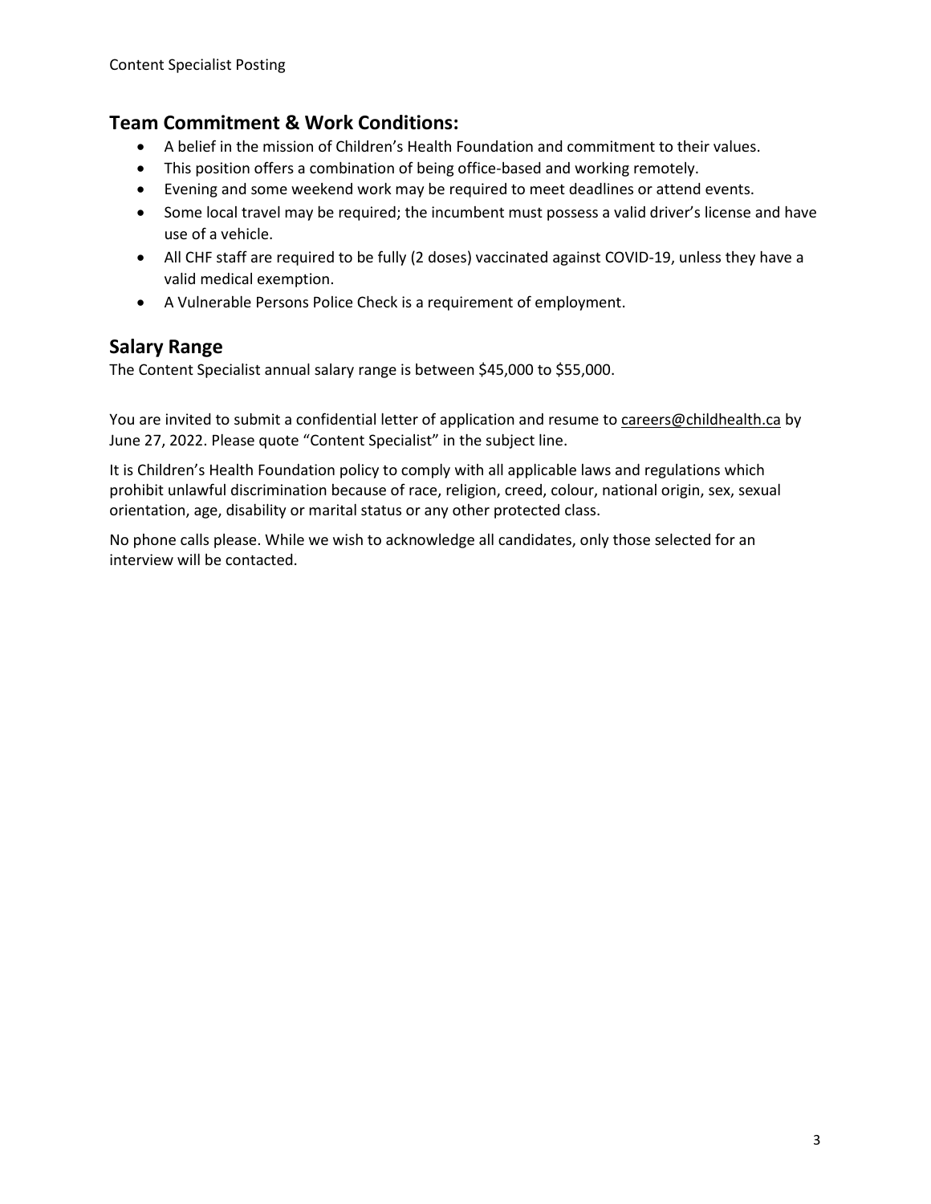## Team Commitment & Work Conditions:

- A belief in the mission of Children's Health Foundation and commitment to their values.
- This position offers a combination of being office-based and working remotely.
- Evening and some weekend work may be required to meet deadlines or attend events.
- Some local travel may be required; the incumbent must possess a valid driver's license and have use of a vehicle.
- All CHF staff are required to be fully (2 doses) vaccinated against COVID-19, unless they have a valid medical exemption.
- A Vulnerable Persons Police Check is a requirement of employment.

## Salary Range

The Content Specialist annual salary range is between $45,000 to $55,000.

You are invited to submit a confidential letter of application and resume to careers@childhealth.ca by June 27, 2022. Please quote "Content Specialist" in the subject line.

It is Children's Health Foundation policy to comply with all applicable laws and regulations which prohibit unlawful discrimination because of race, religion, creed, colour, national origin, sex, sexual orientation, age, disability or marital status or any other protected class.

No phone calls please. While we wish to acknowledge all candidates, only those selected for an interview will be contacted.